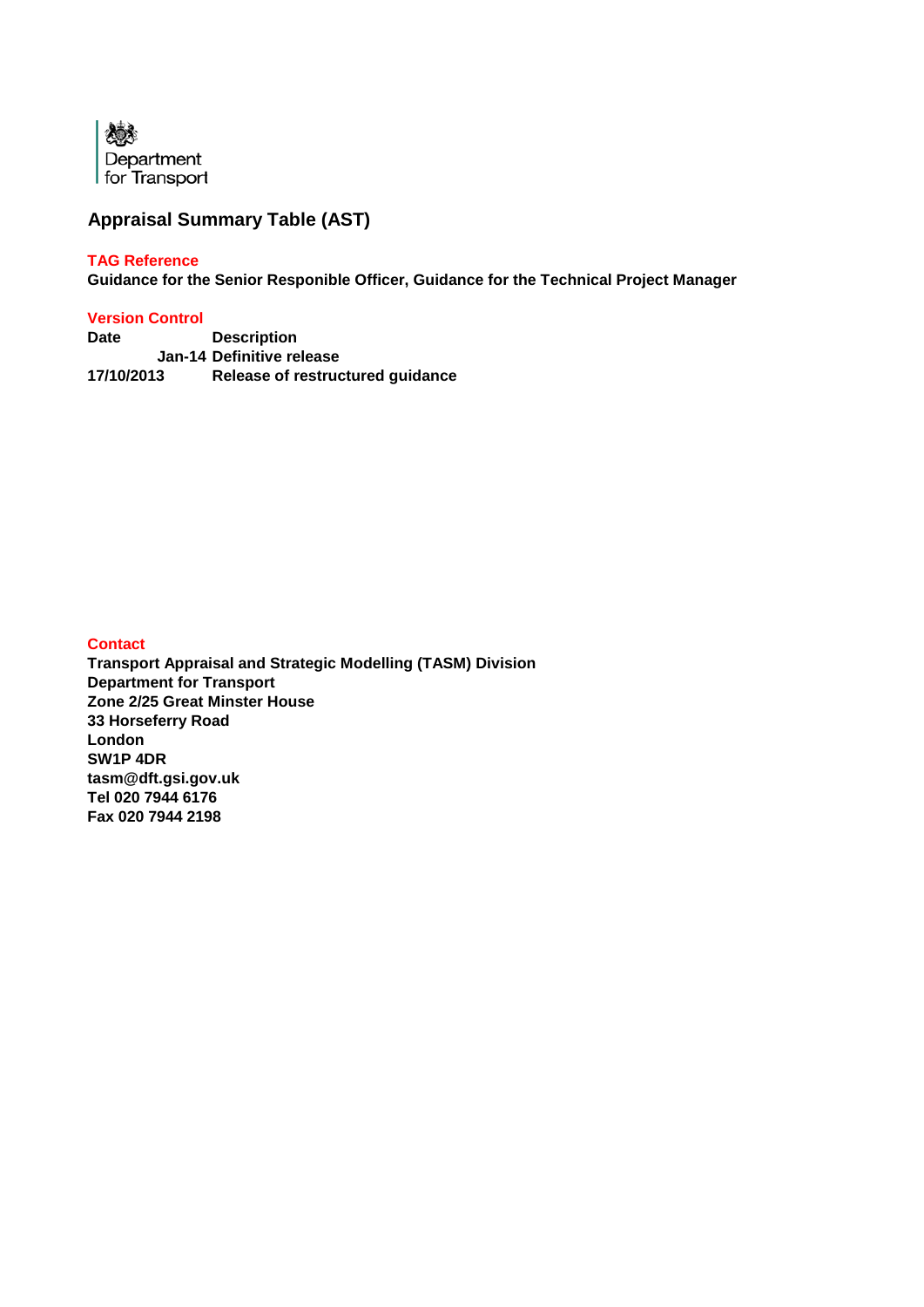Department for Transport

# Appraisal Summary Table (AST)

**TAG Reference**

**Guidance for the Senior Responible Officer, Guidance for the Technical Project Manager**

**Version Control**

| Date | Description |
|---|---|
| Jan-14 | Definitive release |
| 17/10/2013 | Release of restructured guidance |

**Contact**

**Transport Appraisal and Strategic Modelling (TASM) Division**
**Department for Transport**
**Zone 2/25 Great Minster House**
**33 Horseferry Road**
**London**
**SW1P 4DR**
**tasm@dft.gsi.gov.uk**
**Tel 020 7944 6176**
**Fax 020 7944 2198**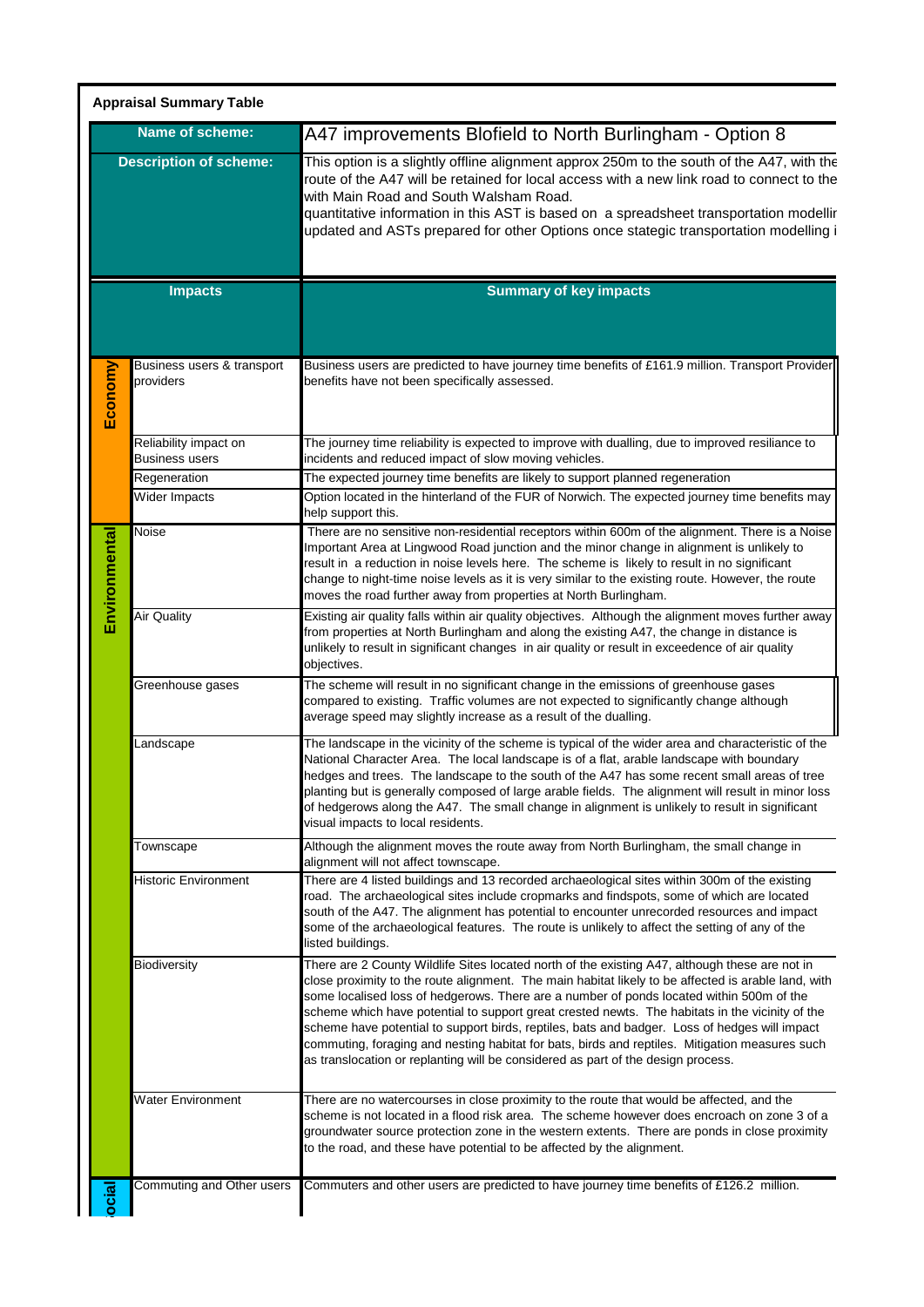**Appraisal Summary Table**

| Name of scheme: | | A47 improvements Blofield to North Burlingham - Option 8 |
|---|---|---|
| **Description of scheme:** | | This option is a slightly offline alignment approx 250m to the south of the A47, with the route of the A47 will be retained for local access with a new link road to connect to the with Main Road and South Walsham Road. quantitative information in this AST is based on a spreadsheet transportation modellir updated and ASTs prepared for other Options once stategic transportation modelling i |
| **Impacts** | | **Summary of key impacts** |
| Economy | Business users & transport providers | Business users are predicted to have journey time benefits of £161.9 million. Transport Provider benefits have not been specifically assessed. |
| | Reliability impact on Business users | The journey time reliability is expected to improve with dualling, due to improved resiliance to incidents and reduced impact of slow moving vehicles. |
| | Regeneration | The expected journey time benefits are likely to support planned regeneration |
| | Wider Impacts | Option located in the hinterland of the FUR of Norwich. The expected journey time benefits may help support this. |
| Environmental | Noise | There are no sensitive non-residential receptors within 600m of the alignment. There is a Noise Important Area at Lingwood Road junction and the minor change in alignment is unlikely to result in a reduction in noise levels here. The scheme is likely to result in no significant change to night-time noise levels as it is very similar to the existing route. However, the route moves the road further away from properties at North Burlingham. |
| | Air Quality | Existing air quality falls within air quality objectives. Although the alignment moves further away from properties at North Burlingham and along the existing A47, the change in distance is unlikely to result in significant changes in air quality or result in exceedence of air quality objectives. |
| | Greenhouse gases | The scheme will result in no significant change in the emissions of greenhouse gases compared to existing. Traffic volumes are not expected to significantly change although average speed may slightly increase as a result of the dualling. |
| | Landscape | The landscape in the vicinity of the scheme is typical of the wider area and characteristic of the National Character Area. The local landscape is of a flat, arable landscape with boundary hedges and trees. The landscape to the south of the A47 has some recent small areas of tree planting but is generally composed of large arable fields. The alignment will result in minor loss of hedgerows along the A47. The small change in alignment is unlikely to result in significant visual impacts to local residents. |
| | Townscape | Although the alignment moves the route away from North Burlingham, the small change in alignment will not affect townscape. |
| | Historic Environment | There are 4 listed buildings and 13 recorded archaeological sites within 300m of the existing road. The archaeological sites include cropmarks and findspots, some of which are located south of the A47. The alignment has potential to encounter unrecorded resources and impact some of the archaeological features. The route is unlikely to affect the setting of any of the listed buildings. |
| | Biodiversity | There are 2 County Wildlife Sites located north of the existing A47, although these are not in close proximity to the route alignment. The main habitat likely to be affected is arable land, with some localised loss of hedgerows. There are a number of ponds located within 500m of the scheme which have potential to support great crested newts. The habitats in the vicinity of the scheme have potential to support birds, reptiles, bats and badger. Loss of hedges will impact commuting, foraging and nesting habitat for bats, birds and reptiles. Mitigation measures such as translocation or replanting will be considered as part of the design process. |
| | Water Environment | There are no watercourses in close proximity to the route that would be affected, and the scheme is not located in a flood risk area. The scheme however does encroach on zone 3 of a groundwater source protection zone in the western extents. There are ponds in close proximity to the road, and these have potential to be affected by the alignment. |
| Social | Commuting and Other users | Commuters and other users are predicted to have journey time benefits of £126.2 million. |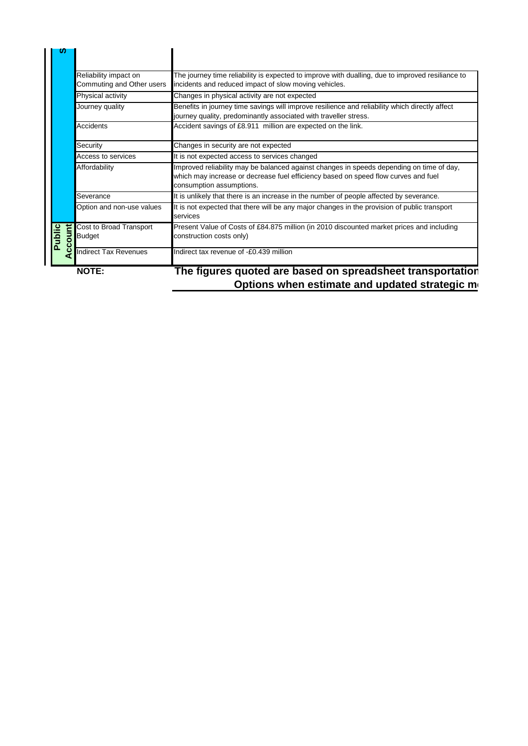| Account | Sub-objective | Assessment |
|---|---|---|
| S | | |
| | Reliability impact on Commuting and Other users | The journey time reliability is expected to improve with dualling, due to improved resiliance to incidents and reduced impact of slow moving vehicles. |
| | Physical activity | Changes in physical activity are not expected |
| | Journey quality | Benefits in journey time savings will improve resilience and reliability which directly affect journey quality, predominantly associated with traveller stress. |
| | Accidents | Accident savings of £8.911 million are expected on the link. |
| | Security | Changes in security are not expected |
| | Access to services | It is not expected access to services changed |
| | Affordability | Improved reliability may be balanced against changes in speeds depending on time of day, which may increase or decrease fuel efficiency based on speed flow curves and fuel consumption assumptions. |
| | Severance | It is unlikely that there is an increase in the number of people affected by severance. |
| | Option and non-use values | It is not expected that there will be any major changes in the provision of public transport services |
| **Public Account** | Cost to Broad Transport Budget | Present Value of Costs of £84.875 million (in 2010 discounted market prices and including construction costs only) |
| | Indirect Tax Revenues | Indirect tax revenue of -£0.439 million |

**NOTE:** **The figures quoted are based on spreadsheet transportation Options when estimate and updated strategic m**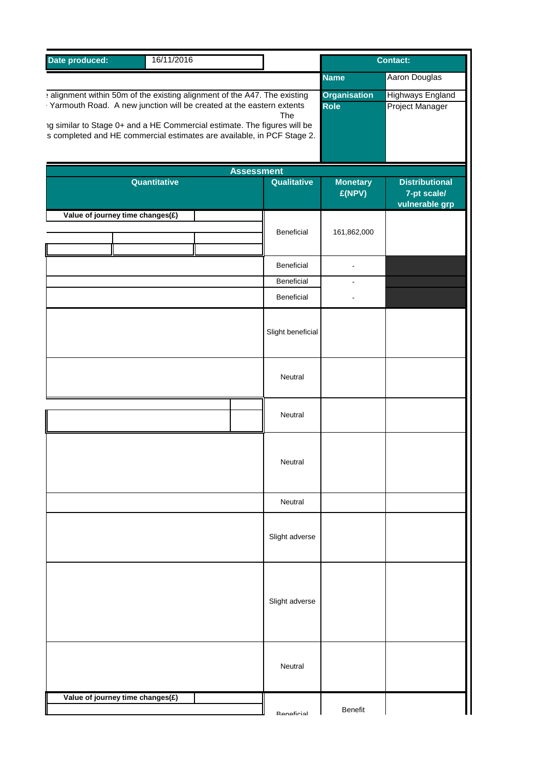| Date produced: | 16/11/2016 |
|---|---|

| Contact: | |
|---|---|
| Name | Aaron Douglas |
| Organisation | Highways England |
| Role | Project Manager |

: alignment within 50m of the existing alignment of the A47. The existing
· Yarmouth Road. A new junction will be created at the eastern extents
The
ıg similar to Stage 0+ and a HE Commercial estimate. The figures will be
s completed and HE commercial estimates are available, in PCF Stage 2.

| Assessment | | | |
|---|---|---|---|
| Quantitative | Qualitative | Monetary £(NPV) | Distributional 7-pt scale/ vulnerable grp |
| Value of journey time changes(£) | Beneficial | 161,862,000 | |
| | Beneficial | - | |
| | Beneficial | - | |
| | Beneficial | - | |
| | Slight beneficial | | |
| | Neutral | | |
| | Neutral | | |
| | Neutral | | |
| | Neutral | | |
| | Slight adverse | | |
| | Slight adverse | | |
| | Neutral | | |
| Value of journey time changes(£) | Beneficial | Benefit | |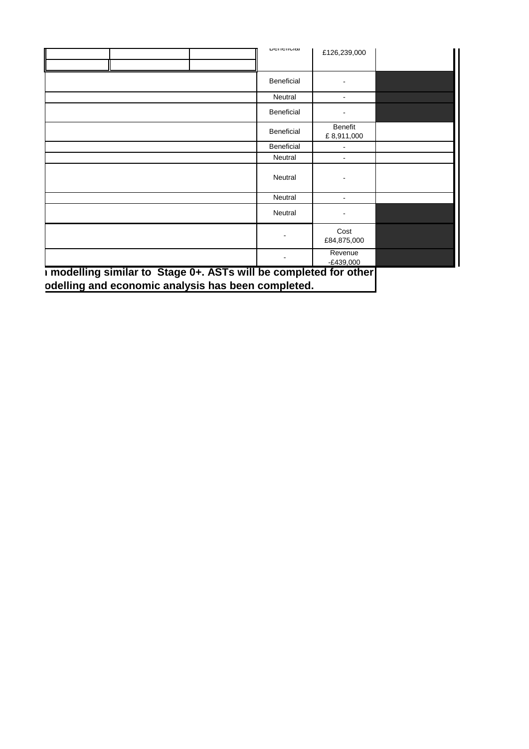|  |  |  |  |  |  |
|---|---|---|---|---|---|
|  |  |  | Beneficial | £126,239,000 |  |
|  |  |  | Beneficial | - |  |
|  |  |  | Neutral | - |  |
|  |  |  | Beneficial | - |  |
|  |  |  | Beneficial | Benefit £ 8,911,000 |  |
|  |  |  | Beneficial | - |  |
|  |  |  | Neutral | - |  |
|  |  |  | Neutral | - |  |
|  |  |  | Neutral | - |  |
|  |  |  | Neutral | - |  |
|  |  |  | - | Cost £84,875,000 |  |
|  |  |  | - | Revenue -£439,000 |  |

**ı modelling similar to Stage 0+. ASTs will be completed for other odelling and economic analysis has been completed.**